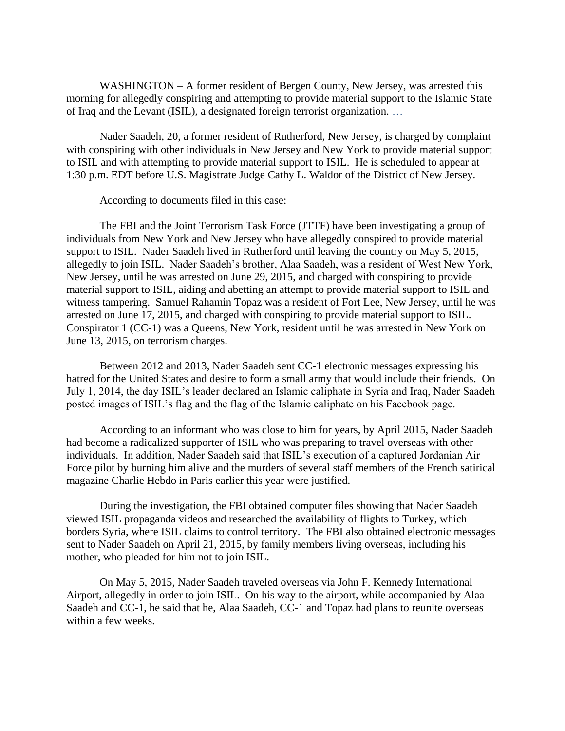WASHINGTON – A former resident of Bergen County, New Jersey, was arrested this morning for allegedly conspiring and attempting to provide material support to the Islamic State of Iraq and the Levant (ISIL), a designated foreign terrorist organization. …

Nader Saadeh, 20, a former resident of Rutherford, New Jersey, is charged by complaint with conspiring with other individuals in New Jersey and New York to provide material support to ISIL and with attempting to provide material support to ISIL. He is scheduled to appear at 1:30 p.m. EDT before U.S. Magistrate Judge Cathy L. Waldor of the District of New Jersey.

According to documents filed in this case:

The FBI and the Joint Terrorism Task Force (JTTF) have been investigating a group of individuals from New York and New Jersey who have allegedly conspired to provide material support to ISIL. Nader Saadeh lived in Rutherford until leaving the country on May 5, 2015, allegedly to join ISIL. Nader Saadeh's brother, Alaa Saadeh, was a resident of West New York, New Jersey, until he was arrested on June 29, 2015, and charged with conspiring to provide material support to ISIL, aiding and abetting an attempt to provide material support to ISIL and witness tampering. Samuel Rahamin Topaz was a resident of Fort Lee, New Jersey, until he was arrested on June 17, 2015, and charged with conspiring to provide material support to ISIL. Conspirator 1 (CC-1) was a Queens, New York, resident until he was arrested in New York on June 13, 2015, on terrorism charges.

Between 2012 and 2013, Nader Saadeh sent CC-1 electronic messages expressing his hatred for the United States and desire to form a small army that would include their friends. On July 1, 2014, the day ISIL's leader declared an Islamic caliphate in Syria and Iraq, Nader Saadeh posted images of ISIL's flag and the flag of the Islamic caliphate on his Facebook page.

According to an informant who was close to him for years, by April 2015, Nader Saadeh had become a radicalized supporter of ISIL who was preparing to travel overseas with other individuals. In addition, Nader Saadeh said that ISIL's execution of a captured Jordanian Air Force pilot by burning him alive and the murders of several staff members of the French satirical magazine Charlie Hebdo in Paris earlier this year were justified.

During the investigation, the FBI obtained computer files showing that Nader Saadeh viewed ISIL propaganda videos and researched the availability of flights to Turkey, which borders Syria, where ISIL claims to control territory. The FBI also obtained electronic messages sent to Nader Saadeh on April 21, 2015, by family members living overseas, including his mother, who pleaded for him not to join ISIL.

On May 5, 2015, Nader Saadeh traveled overseas via John F. Kennedy International Airport, allegedly in order to join ISIL. On his way to the airport, while accompanied by Alaa Saadeh and CC-1, he said that he, Alaa Saadeh, CC-1 and Topaz had plans to reunite overseas within a few weeks.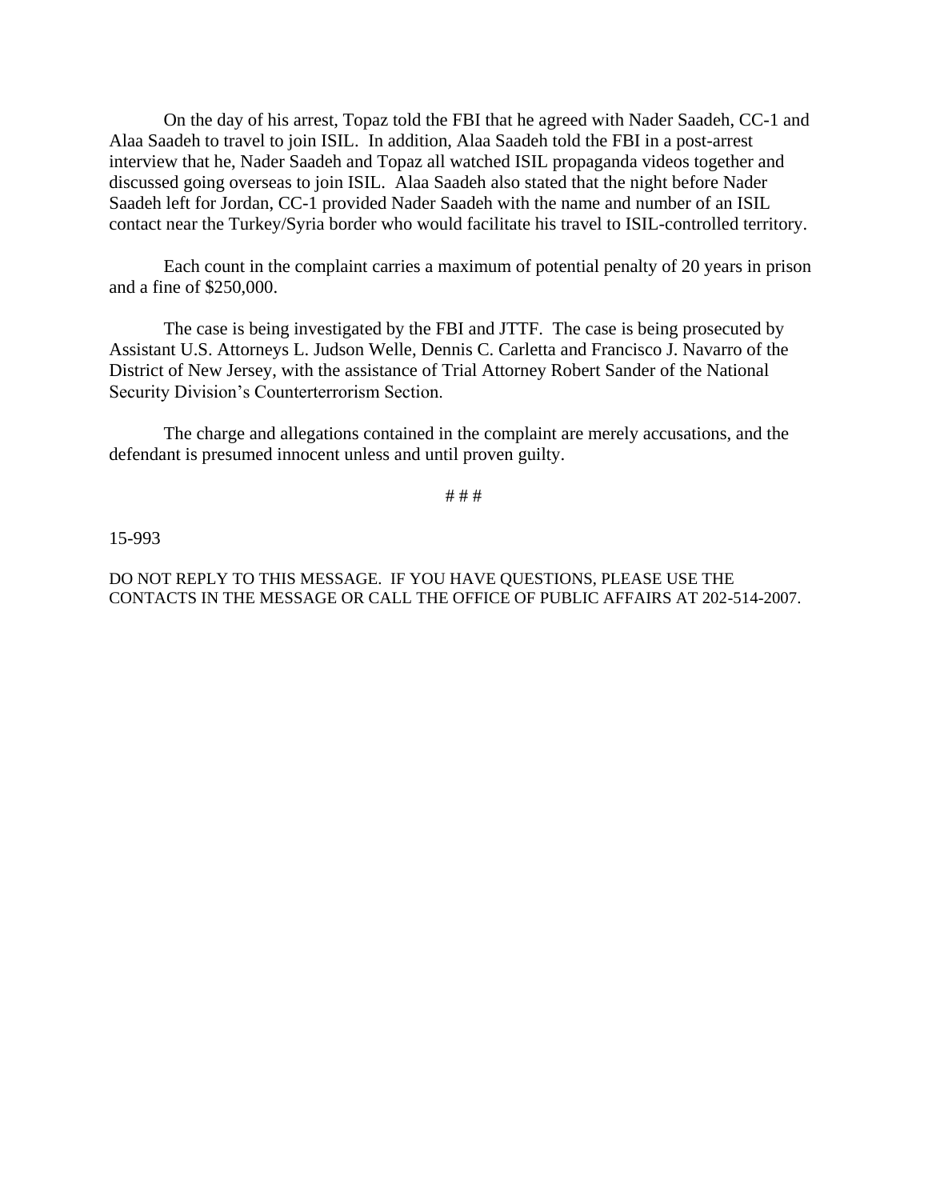On the day of his arrest, Topaz told the FBI that he agreed with Nader Saadeh, CC-1 and Alaa Saadeh to travel to join ISIL. In addition, Alaa Saadeh told the FBI in a post-arrest interview that he, Nader Saadeh and Topaz all watched ISIL propaganda videos together and discussed going overseas to join ISIL. Alaa Saadeh also stated that the night before Nader Saadeh left for Jordan, CC-1 provided Nader Saadeh with the name and number of an ISIL contact near the Turkey/Syria border who would facilitate his travel to ISIL-controlled territory.

Each count in the complaint carries a maximum of potential penalty of 20 years in prison and a fine of $250,000.

The case is being investigated by the FBI and JTTF. The case is being prosecuted by Assistant U.S. Attorneys L. Judson Welle, Dennis C. Carletta and Francisco J. Navarro of the District of New Jersey, with the assistance of Trial Attorney Robert Sander of the National Security Division's Counterterrorism Section.

The charge and allegations contained in the complaint are merely accusations, and the defendant is presumed innocent unless and until proven guilty.

# # #

15-993

DO NOT REPLY TO THIS MESSAGE. IF YOU HAVE QUESTIONS, PLEASE USE THE CONTACTS IN THE MESSAGE OR CALL THE OFFICE OF PUBLIC AFFAIRS AT 202-514-2007.